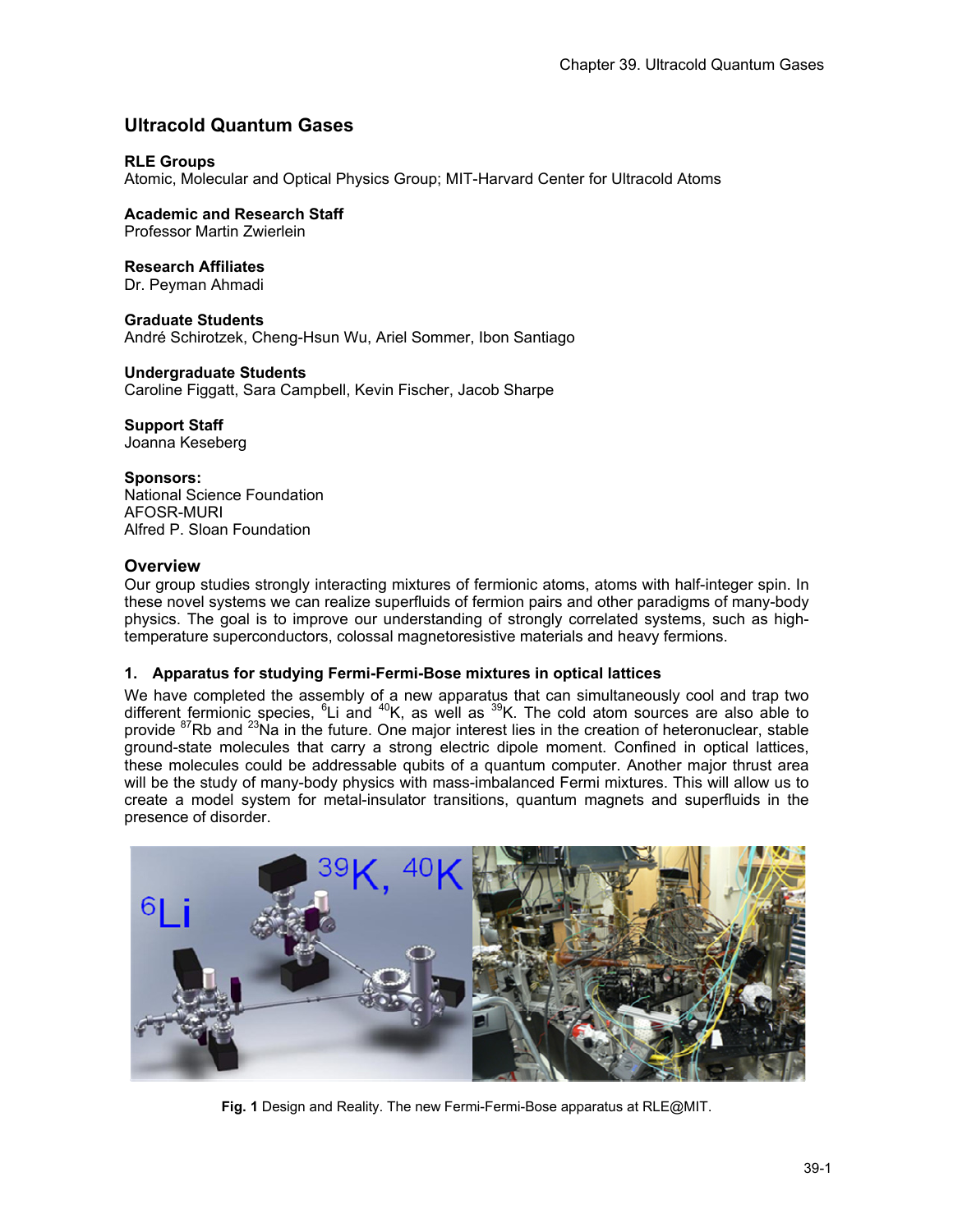# Ultracold Quantum Gases

**RLE Groups**
Atomic, Molecular and Optical Physics Group; MIT-Harvard Center for Ultracold Atoms

**Academic and Research Staff**
Professor Martin Zwierlein

**Research Affiliates**
Dr. Peyman Ahmadi

**Graduate Students**
André Schirotzek, Cheng-Hsun Wu, Ariel Sommer, Ibon Santiago

**Undergraduate Students**
Caroline Figgatt, Sara Campbell, Kevin Fischer, Jacob Sharpe

**Support Staff**
Joanna Keseberg

**Sponsors:**
National Science Foundation
AFOSR-MURI
Alfred P. Sloan Foundation

## Overview

Our group studies strongly interacting mixtures of fermionic atoms, atoms with half-integer spin. In these novel systems we can realize superfluids of fermion pairs and other paradigms of many-body physics. The goal is to improve our understanding of strongly correlated systems, such as high-temperature superconductors, colossal magnetoresistive materials and heavy fermions.

### 1. Apparatus for studying Fermi-Fermi-Bose mixtures in optical lattices

We have completed the assembly of a new apparatus that can simultaneously cool and trap two different fermionic species, $^{6}$Li and $^{40}$K, as well as $^{39}$K. The cold atom sources are also able to provide $^{87}$Rb and $^{23}$Na in the future. One major interest lies in the creation of heteronuclear, stable ground-state molecules that carry a strong electric dipole moment. Confined in optical lattices, these molecules could be addressable qubits of a quantum computer. Another major thrust area will be the study of many-body physics with mass-imbalanced Fermi mixtures. This will allow us to create a model system for metal-insulator transitions, quantum magnets and superfluids in the presence of disorder.

**Fig. 1** Design and Reality. The new Fermi-Fermi-Bose apparatus at RLE@MIT.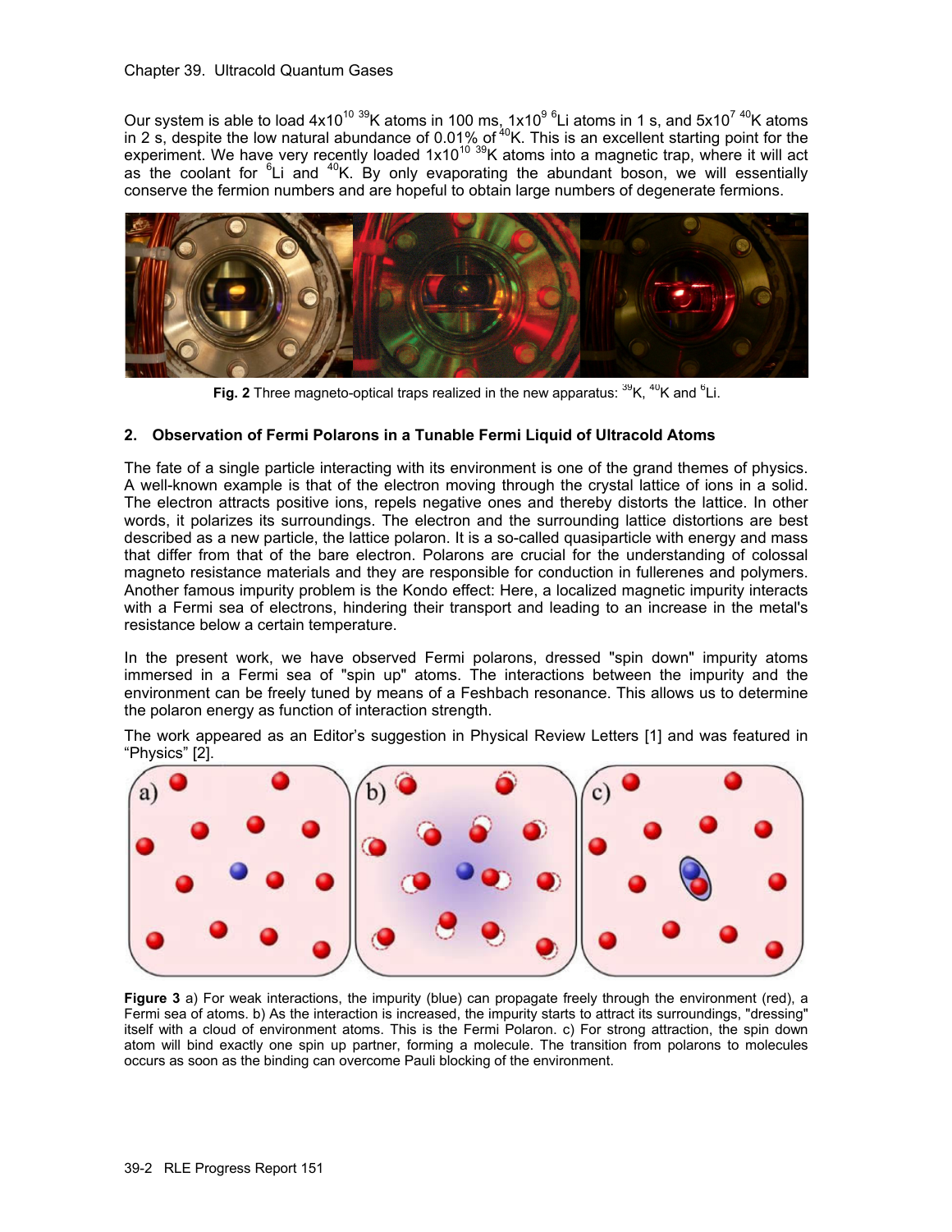Our system is able to load $4x10^{10}$ $^{39}K$ atoms in 100 ms, $1x10^{9}$ $^{6}Li$ atoms in 1 s, and $5x10^{7}$ $^{40}K$ atoms in 2 s, despite the low natural abundance of 0.01% of $^{40}K$. This is an excellent starting point for the experiment. We have very recently loaded $1x10^{10}$ $^{39}K$ atoms into a magnetic trap, where it will act as the coolant for $^{6}Li$ and $^{40}K$. By only evaporating the abundant boson, we will essentially conserve the fermion numbers and are hopeful to obtain large numbers of degenerate fermions.

**Fig. 2** Three magneto-optical traps realized in the new apparatus: $^{39}K$, $^{40}K$ and $^{6}Li$.

## 2. Observation of Fermi Polarons in a Tunable Fermi Liquid of Ultracold Atoms

The fate of a single particle interacting with its environment is one of the grand themes of physics. A well-known example is that of the electron moving through the crystal lattice of ions in a solid. The electron attracts positive ions, repels negative ones and thereby distorts the lattice. In other words, it polarizes its surroundings. The electron and the surrounding lattice distortions are best described as a new particle, the lattice polaron. It is a so-called quasiparticle with energy and mass that differ from that of the bare electron. Polarons are crucial for the understanding of colossal magneto resistance materials and they are responsible for conduction in fullerenes and polymers. Another famous impurity problem is the Kondo effect: Here, a localized magnetic impurity interacts with a Fermi sea of electrons, hindering their transport and leading to an increase in the metal's resistance below a certain temperature.

In the present work, we have observed Fermi polarons, dressed "spin down" impurity atoms immersed in a Fermi sea of "spin up" atoms. The interactions between the impurity and the environment can be freely tuned by means of a Feshbach resonance. This allows us to determine the polaron energy as function of interaction strength.

The work appeared as an Editor's suggestion in Physical Review Letters [1] and was featured in "Physics" [2].

**Figure 3** a) For weak interactions, the impurity (blue) can propagate freely through the environment (red), a Fermi sea of atoms. b) As the interaction is increased, the impurity starts to attract its surroundings, "dressing" itself with a cloud of environment atoms. This is the Fermi Polaron. c) For strong attraction, the spin down atom will bind exactly one spin up partner, forming a molecule. The transition from polarons to molecules occurs as soon as the binding can overcome Pauli blocking of the environment.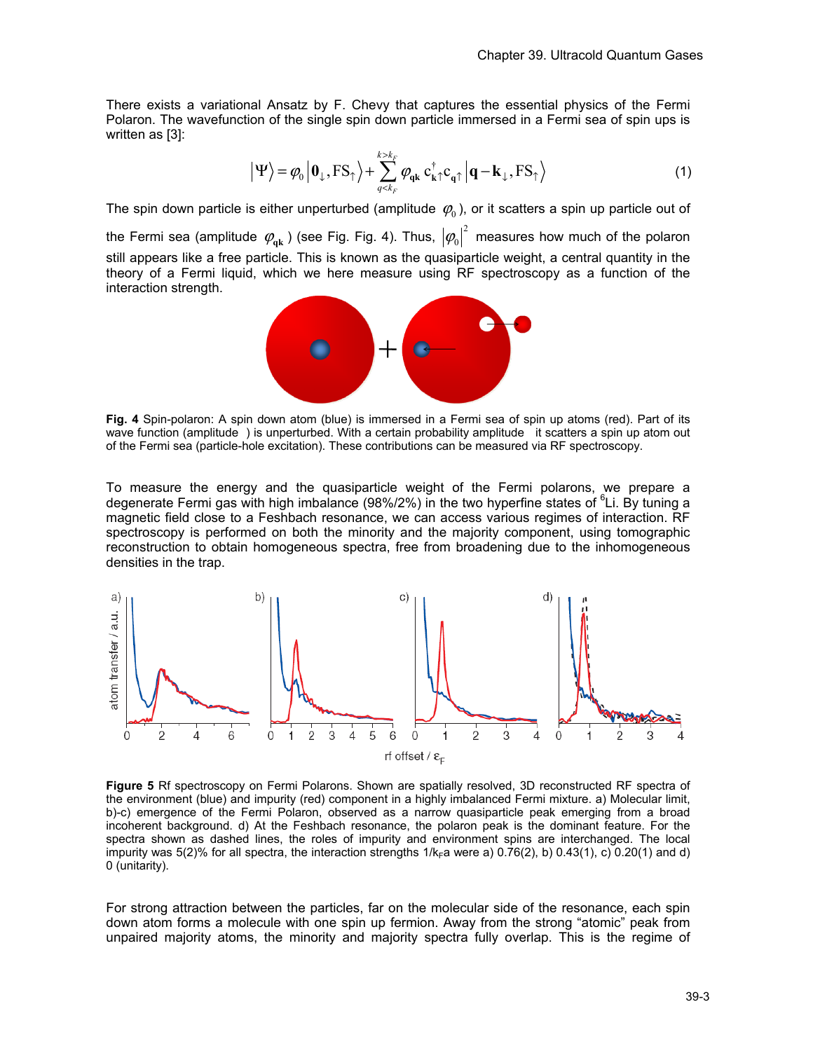There exists a variational Ansatz by F. Chevy that captures the essential physics of the Fermi Polaron. The wavefunction of the single spin down particle immersed in a Fermi sea of spin ups is written as [3]:

$$\left|\Psi\right\rangle = \varphi_0 \left|\mathbf{0}_\downarrow, \mathrm{FS}_\uparrow\right\rangle + \sum_{q<k_F}^{k>k_F} \varphi_{\mathbf{qk}}\, c^\dagger_{\mathbf{k}\uparrow} c_{\mathbf{q}\uparrow} \left|\mathbf{q}-\mathbf{k}_\downarrow, \mathrm{FS}_\uparrow\right\rangle \tag{1}$$

The spin down particle is either unperturbed (amplitude $\varphi_0$), or it scatters a spin up particle out of the Fermi sea (amplitude $\varphi_{\mathbf{qk}}$) (see Fig. Fig. 4). Thus, $\left|\varphi_0\right|^2$ measures how much of the polaron still appears like a free particle. This is known as the quasiparticle weight, a central quantity in the theory of a Fermi liquid, which we here measure using RF spectroscopy as a function of the interaction strength.

**Fig. 4** Spin-polaron: A spin down atom (blue) is immersed in a Fermi sea of spin up atoms (red). Part of its wave function (amplitude ) is unperturbed. With a certain probability amplitude it scatters a spin up atom out of the Fermi sea (particle-hole excitation). These contributions can be measured via RF spectroscopy.

To measure the energy and the quasiparticle weight of the Fermi polarons, we prepare a degenerate Fermi gas with high imbalance (98%/2%) in the two hyperfine states of $^6$Li. By tuning a magnetic field close to a Feshbach resonance, we can access various regimes of interaction. RF spectroscopy is performed on both the minority and the majority component, using tomographic reconstruction to obtain homogeneous spectra, free from broadening due to the inhomogeneous densities in the trap.

**Figure 5** Rf spectroscopy on Fermi Polarons. Shown are spatially resolved, 3D reconstructed RF spectra of the environment (blue) and impurity (red) component in a highly imbalanced Fermi mixture. a) Molecular limit, b)-c) emergence of the Fermi Polaron, observed as a narrow quasiparticle peak emerging from a broad incoherent background. d) At the Feshbach resonance, the polaron peak is the dominant feature. For the spectra shown as dashed lines, the roles of impurity and environment spins are interchanged. The local impurity was 5(2)% for all spectra, the interaction strengths $1/k_F a$ were a) 0.76(2), b) 0.43(1), c) 0.20(1) and d) 0 (unitarity).

For strong attraction between the particles, far on the molecular side of the resonance, each spin down atom forms a molecule with one spin up fermion. Away from the strong "atomic" peak from unpaired majority atoms, the minority and majority spectra fully overlap. This is the regime of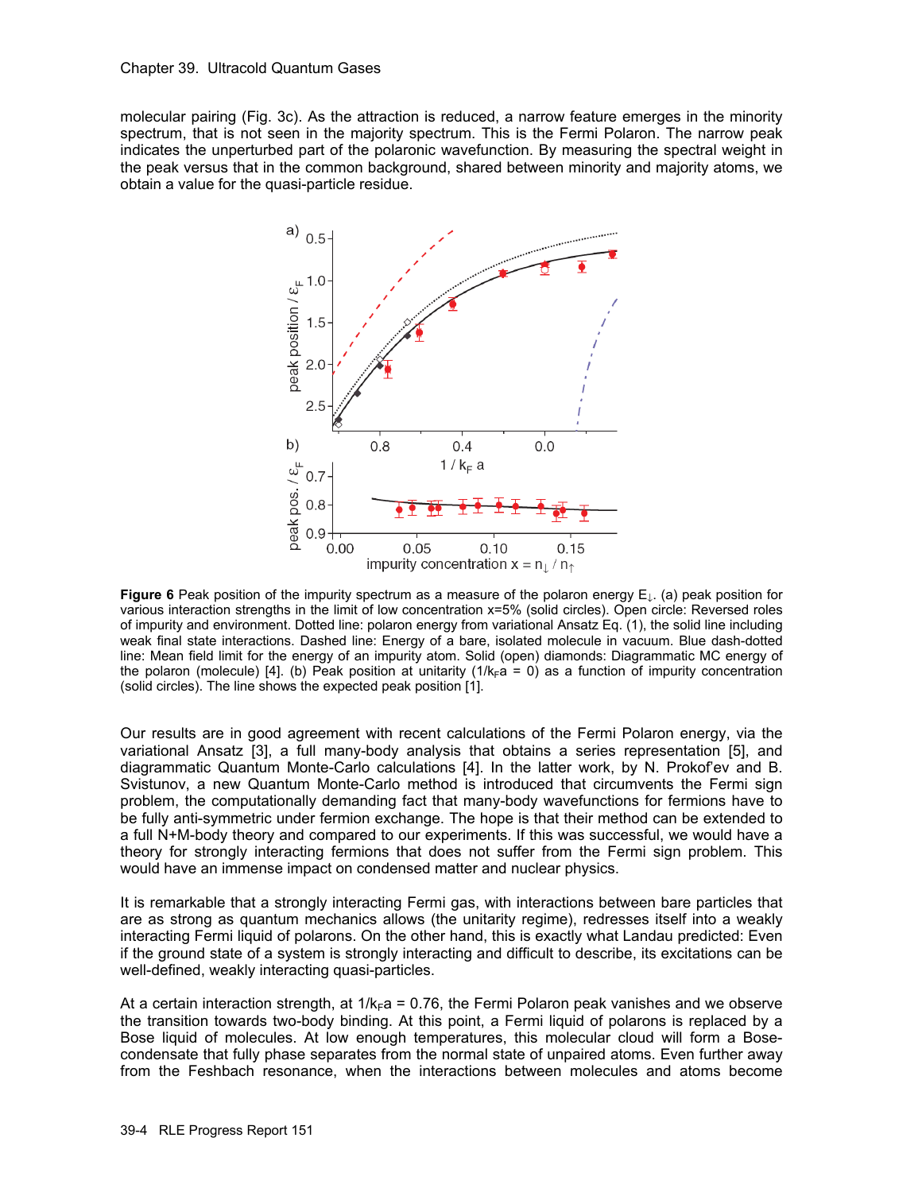molecular pairing (Fig. 3c). As the attraction is reduced, a narrow feature emerges in the minority spectrum, that is not seen in the majority spectrum. This is the Fermi Polaron. The narrow peak indicates the unperturbed part of the polaronic wavefunction. By measuring the spectral weight in the peak versus that in the common background, shared between minority and majority atoms, we obtain a value for the quasi-particle residue.

**Figure 6** Peak position of the impurity spectrum as a measure of the polaron energy $E_{\downarrow}$. (a) peak position for various interaction strengths in the limit of low concentration x=5% (solid circles). Open circle: Reversed roles of impurity and environment. Dotted line: polaron energy from variational Ansatz Eq. (1), the solid line including weak final state interactions. Dashed line: Energy of a bare, isolated molecule in vacuum. Blue dash-dotted line: Mean field limit for the energy of an impurity atom. Solid (open) diamonds: Diagrammatic MC energy of the polaron (molecule) [4]. (b) Peak position at unitarity ($1/k_Fa = 0$) as a function of impurity concentration (solid circles). The line shows the expected peak position [1].

Our results are in good agreement with recent calculations of the Fermi Polaron energy, via the variational Ansatz [3], a full many-body analysis that obtains a series representation [5], and diagrammatic Quantum Monte-Carlo calculations [4]. In the latter work, by N. Prokof'ev and B. Svistunov, a new Quantum Monte-Carlo method is introduced that circumvents the Fermi sign problem, the computationally demanding fact that many-body wavefunctions for fermions have to be fully anti-symmetric under fermion exchange. The hope is that their method can be extended to a full N+M-body theory and compared to our experiments. If this was successful, we would have a theory for strongly interacting fermions that does not suffer from the Fermi sign problem. This would have an immense impact on condensed matter and nuclear physics.

It is remarkable that a strongly interacting Fermi gas, with interactions between bare particles that are as strong as quantum mechanics allows (the unitarity regime), redresses itself into a weakly interacting Fermi liquid of polarons. On the other hand, this is exactly what Landau predicted: Even if the ground state of a system is strongly interacting and difficult to describe, its excitations can be well-defined, weakly interacting quasi-particles.

At a certain interaction strength, at $1/k_Fa = 0.76$, the Fermi Polaron peak vanishes and we observe the transition towards two-body binding. At this point, a Fermi liquid of polarons is replaced by a Bose liquid of molecules. At low enough temperatures, this molecular cloud will form a Bose-condensate that fully phase separates from the normal state of unpaired atoms. Even further away from the Feshbach resonance, when the interactions between molecules and atoms become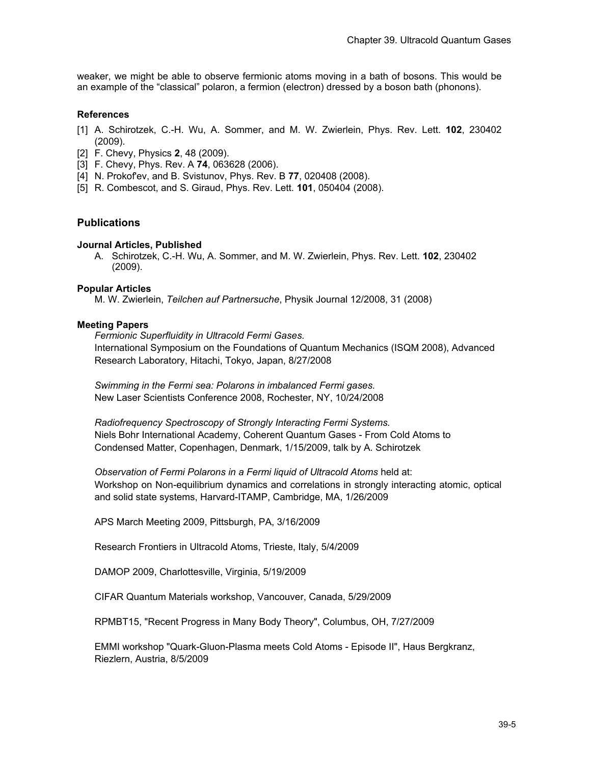weaker, we might be able to observe fermionic atoms moving in a bath of bosons. This would be an example of the "classical" polaron, a fermion (electron) dressed by a boson bath (phonons).

### References

[1] A. Schirotzek, C.-H. Wu, A. Sommer, and M. W. Zwierlein, Phys. Rev. Lett. **102**, 230402 (2009).
[2] F. Chevy, Physics **2**, 48 (2009).
[3] F. Chevy, Phys. Rev. A **74**, 063628 (2006).
[4] N. Prokof'ev, and B. Svistunov, Phys. Rev. B **77**, 020408 (2008).
[5] R. Combescot, and S. Giraud, Phys. Rev. Lett. **101**, 050404 (2008).

## Publications

### Journal Articles, Published

A. Schirotzek, C.-H. Wu, A. Sommer, and M. W. Zwierlein, Phys. Rev. Lett. **102**, 230402 (2009).

### Popular Articles

M. W. Zwierlein, *Teilchen auf Partnersuche*, Physik Journal 12/2008, 31 (2008)

### Meeting Papers

*Fermionic Superfluidity in Ultracold Fermi Gases.*
International Symposium on the Foundations of Quantum Mechanics (ISQM 2008), Advanced Research Laboratory, Hitachi, Tokyo, Japan, 8/27/2008

*Swimming in the Fermi sea: Polarons in imbalanced Fermi gases.*
New Laser Scientists Conference 2008, Rochester, NY, 10/24/2008

*Radiofrequency Spectroscopy of Strongly Interacting Fermi Systems.*
Niels Bohr International Academy, Coherent Quantum Gases - From Cold Atoms to Condensed Matter, Copenhagen, Denmark, 1/15/2009, talk by A. Schirotzek

*Observation of Fermi Polarons in a Fermi liquid of Ultracold Atoms* held at:
Workshop on Non-equilibrium dynamics and correlations in strongly interacting atomic, optical and solid state systems, Harvard-ITAMP, Cambridge, MA, 1/26/2009

APS March Meeting 2009, Pittsburgh, PA, 3/16/2009

Research Frontiers in Ultracold Atoms, Trieste, Italy, 5/4/2009

DAMOP 2009, Charlottesville, Virginia, 5/19/2009

CIFAR Quantum Materials workshop, Vancouver, Canada, 5/29/2009

RPMBT15, "Recent Progress in Many Body Theory", Columbus, OH, 7/27/2009

EMMI workshop "Quark-Gluon-Plasma meets Cold Atoms - Episode II", Haus Bergkranz, Riezlern, Austria, 8/5/2009